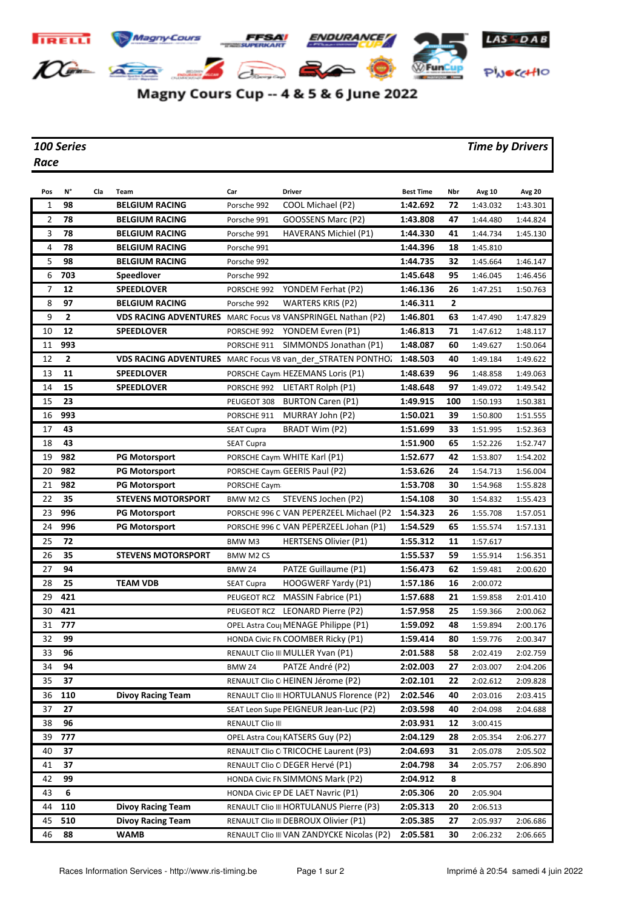# Magny Cours Cup -- 4 & 5 & 6 June 2022

***100 Series*** ***Time by Drivers***

***Race***

| Pos | N° | Cla | Team | Car | Driver | Best Time | Nbr | Avg 10 | Avg 20 |
|---|---|---|---|---|---|---|---|---|---|
| 1 | **98** | | **BELGIUM RACING** | Porsche 992 | COOL Michael (P2) | **1:42.692** | **72** | 1:43.032 | 1:43.301 |
| 2 | **78** | | **BELGIUM RACING** | Porsche 991 | GOOSSENS Marc (P2) | **1:43.808** | **47** | 1:44.480 | 1:44.824 |
| 3 | **78** | | **BELGIUM RACING** | Porsche 991 | HAVERANS Michiel (P1) | **1:44.330** | **41** | 1:44.734 | 1:45.130 |
| 4 | **78** | | **BELGIUM RACING** | Porsche 991 | | **1:44.396** | **18** | 1:45.810 | |
| 5 | **98** | | **BELGIUM RACING** | Porsche 992 | | **1:44.735** | **32** | 1:45.664 | 1:46.147 |
| 6 | **703** | | **Speedlover** | Porsche 992 | | **1:45.648** | **95** | 1:46.045 | 1:46.456 |
| 7 | **12** | | **SPEEDLOVER** | PORSCHE 992 | YONDEM Ferhat (P2) | **1:46.136** | **26** | 1:47.251 | 1:50.763 |
| 8 | **97** | | **BELGIUM RACING** | Porsche 992 | WARTERS KRIS (P2) | **1:46.311** | **2** | | |
| 9 | **2** | | **VDS RACING ADVENTURES** | MARC Focus V8 | VANSPRINGEL Nathan (P2) | **1:46.801** | **63** | 1:47.490 | 1:47.829 |
| 10 | **12** | | **SPEEDLOVER** | PORSCHE 992 | YONDEM Evren (P1) | **1:46.813** | **71** | 1:47.612 | 1:48.117 |
| 11 | **993** | | | PORSCHE 911 | SIMMONDS Jonathan (P1) | **1:48.087** | **60** | 1:49.627 | 1:50.064 |
| 12 | **2** | | **VDS RACING ADVENTURES** | MARC Focus V8 | van_der_STRATEN PONTHOZ | **1:48.503** | **40** | 1:49.184 | 1:49.622 |
| 13 | **11** | | **SPEEDLOVER** | PORSCHE Caym | HEZEMANS Loris (P1) | **1:48.639** | **96** | 1:48.858 | 1:49.063 |
| 14 | **15** | | **SPEEDLOVER** | PORSCHE 992 | LIETART Rolph (P1) | **1:48.648** | **97** | 1:49.072 | 1:49.542 |
| 15 | **23** | | | PEUGEOT 308 | BURTON Caren (P1) | **1:49.915** | **100** | 1:50.193 | 1:50.381 |
| 16 | **993** | | | PORSCHE 911 | MURRAY John (P2) | **1:50.021** | **39** | 1:50.800 | 1:51.555 |
| 17 | **43** | | | SEAT Cupra | BRADT Wim (P2) | **1:51.699** | **33** | 1:51.995 | 1:52.363 |
| 18 | **43** | | | SEAT Cupra | | **1:51.900** | **65** | 1:52.226 | 1:52.747 |
| 19 | **982** | | **PG Motorsport** | PORSCHE Caym | WHITE Karl (P1) | **1:52.677** | **42** | 1:53.807 | 1:54.202 |
| 20 | **982** | | **PG Motorsport** | PORSCHE Caym | GEERIS Paul (P2) | **1:53.626** | **24** | 1:54.713 | 1:56.004 |
| 21 | **982** | | **PG Motorsport** | PORSCHE Caym | | **1:53.708** | **30** | 1:54.968 | 1:55.828 |
| 22 | **35** | | **STEVENS MOTORSPORT** | BMW M2 CS | STEVENS Jochen (P2) | **1:54.108** | **30** | 1:54.832 | 1:55.423 |
| 23 | **996** | | **PG Motorsport** | PORSCHE 996 C | VAN PEPERZEEL Michael (P2 | **1:54.323** | **26** | 1:55.708 | 1:57.051 |
| 24 | **996** | | **PG Motorsport** | PORSCHE 996 C | VAN PEPERZEEL Johan (P1) | **1:54.529** | **65** | 1:55.574 | 1:57.131 |
| 25 | **72** | | | BMW M3 | HERTSENS Olivier (P1) | **1:55.312** | **11** | 1:57.617 | |
| 26 | **35** | | **STEVENS MOTORSPORT** | BMW M2 CS | | **1:55.537** | **59** | 1:55.914 | 1:56.351 |
| 27 | **94** | | | BMW Z4 | PATZE Guillaume (P1) | **1:56.473** | **62** | 1:59.481 | 2:00.620 |
| 28 | **25** | | **TEAM VDB** | SEAT Cupra | HOOGWERF Yardy (P1) | **1:57.186** | **16** | 2:00.072 | |
| 29 | **421** | | | PEUGEOT RCZ | MASSIN Fabrice (P1) | **1:57.688** | **21** | 1:59.858 | 2:01.410 |
| 30 | **421** | | | PEUGEOT RCZ | LEONARD Pierre (P2) | **1:57.958** | **25** | 1:59.366 | 2:00.062 |
| 31 | **777** | | | OPEL Astra Cou | MENAGE Philippe (P1) | **1:59.092** | **48** | 1:59.894 | 2:00.176 |
| 32 | **99** | | | HONDA Civic FN | COOMBER Ricky (P1) | **1:59.414** | **80** | 1:59.776 | 2:00.347 |
| 33 | **96** | | | RENAULT Clio III | MULLER Yvan (P1) | **2:01.588** | **58** | 2:02.419 | 2:02.759 |
| 34 | **94** | | | BMW Z4 | PATZE André (P2) | **2:02.003** | **27** | 2:03.007 | 2:04.206 |
| 35 | **37** | | | RENAULT Clio C | HEINEN Jérome (P2) | **2:02.101** | **22** | 2:02.612 | 2:09.828 |
| 36 | **110** | | **Divoy Racing Team** | RENAULT Clio III | HORTULANUS Florence (P2) | **2:02.546** | **40** | 2:03.016 | 2:03.415 |
| 37 | **27** | | | SEAT Leon Supe | PEIGNEUR Jean-Luc (P2) | **2:03.598** | **40** | 2:04.098 | 2:04.688 |
| 38 | **96** | | | RENAULT Clio III | | **2:03.931** | **12** | 3:00.415 | |
| 39 | **777** | | | OPEL Astra Cou | KATSERS Guy (P2) | **2:04.129** | **28** | 2:05.354 | 2:06.277 |
| 40 | **37** | | | RENAULT Clio C | TRICOCHE Laurent (P3) | **2:04.693** | **31** | 2:05.078 | 2:05.502 |
| 41 | **37** | | | RENAULT Clio C | DEGER Hervé (P1) | **2:04.798** | **34** | 2:05.757 | 2:06.890 |
| 42 | **99** | | | HONDA Civic FN | SIMMONS Mark (P2) | **2:04.912** | **8** | | |
| 43 | **6** | | | HONDA Civic EP | DE LAET Navric (P1) | **2:05.306** | **20** | 2:05.904 | |
| 44 | **110** | | **Divoy Racing Team** | RENAULT Clio III | HORTULANUS Pierre (P3) | **2:05.313** | **20** | 2:06.513 | |
| 45 | **510** | | **Divoy Racing Team** | RENAULT Clio III | DEBROUX Olivier (P1) | **2:05.385** | **27** | 2:05.937 | 2:06.686 |
| 46 | **88** | | **WAMB** | RENAULT Clio III | VAN ZANDYCKE Nicolas (P2) | **2:05.581** | **30** | 2:06.232 | 2:06.665 |

Races Information Services - http://www.ris-timing.be

Imprimé à 20:54 samedi 4 juin 2022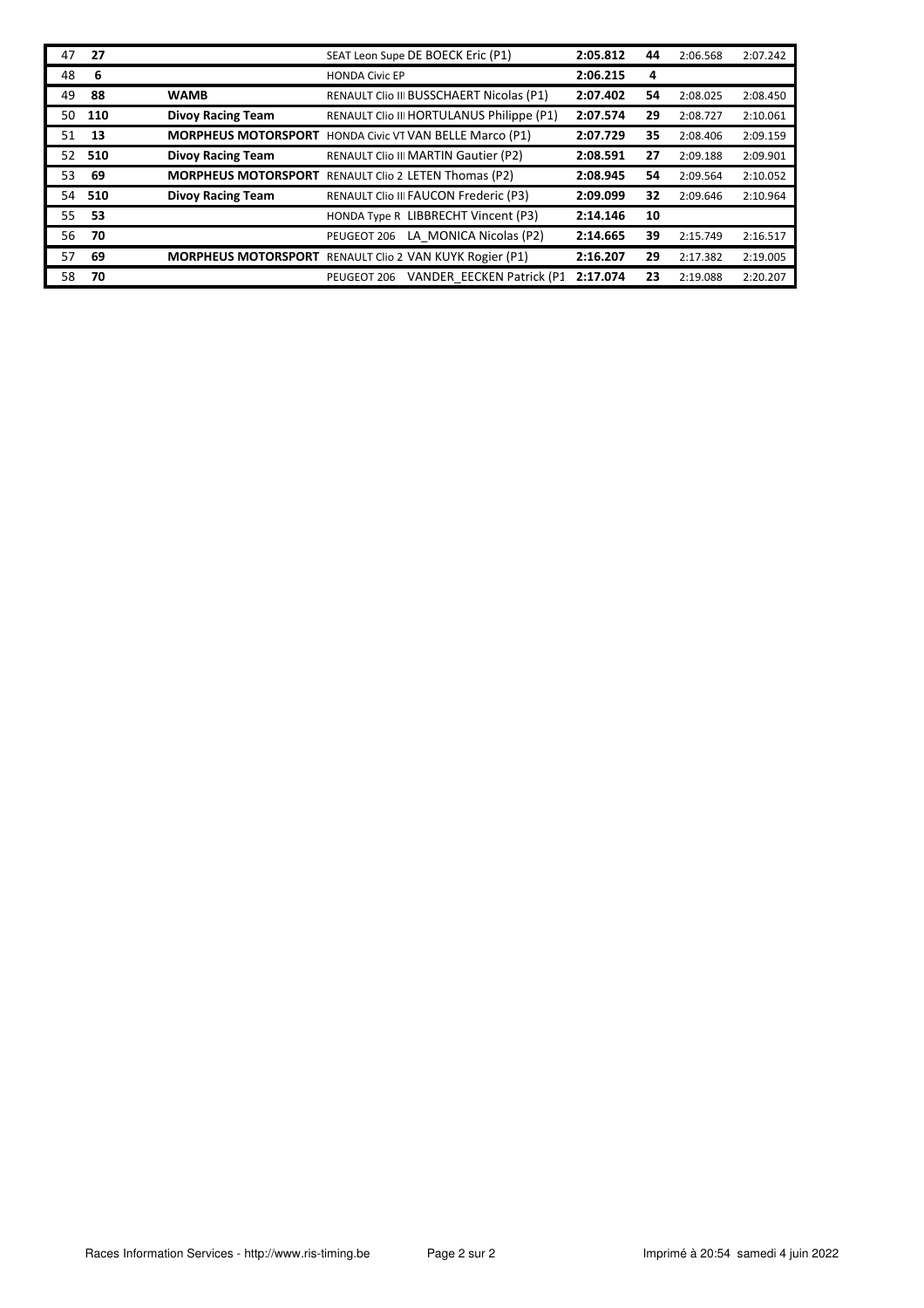| | | | | | | | | |
|---|---|---|---|---|---|---|---|---|
| 47 | 27 | | SEAT Leon Supe | DE BOECK Eric (P1) | 2:05.812 | 44 | 2:06.568 | 2:07.242 |
| 48 | 6 | | HONDA Civic EP | | 2:06.215 | 4 | | |
| 49 | 88 | WAMB | RENAULT Clio III | BUSSCHAERT Nicolas (P1) | 2:07.402 | 54 | 2:08.025 | 2:08.450 |
| 50 | 110 | Divoy Racing Team | RENAULT Clio III | HORTULANUS Philippe (P1) | 2:07.574 | 29 | 2:08.727 | 2:10.061 |
| 51 | 13 | MORPHEUS MOTORSPORT | HONDA Civic VT | VAN BELLE Marco (P1) | 2:07.729 | 35 | 2:08.406 | 2:09.159 |
| 52 | 510 | Divoy Racing Team | RENAULT Clio III | MARTIN Gautier (P2) | 2:08.591 | 27 | 2:09.188 | 2:09.901 |
| 53 | 69 | MORPHEUS MOTORSPORT | RENAULT Clio 2 | LETEN Thomas (P2) | 2:08.945 | 54 | 2:09.564 | 2:10.052 |
| 54 | 510 | Divoy Racing Team | RENAULT Clio III | FAUCON Frederic (P3) | 2:09.099 | 32 | 2:09.646 | 2:10.964 |
| 55 | 53 | | HONDA Type R | LIBBRECHT Vincent (P3) | 2:14.146 | 10 | | |
| 56 | 70 | | PEUGEOT 206 | LA_MONICA Nicolas (P2) | 2:14.665 | 39 | 2:15.749 | 2:16.517 |
| 57 | 69 | MORPHEUS MOTORSPORT | RENAULT Clio 2 | VAN KUYK Rogier (P1) | 2:16.207 | 29 | 2:17.382 | 2:19.005 |
| 58 | 70 | | PEUGEOT 206 | VANDER_EECKEN Patrick (P1 | 2:17.074 | 23 | 2:19.088 | 2:20.207 |

Races Information Services - http://www.ris-timing.be

Imprimé à 20:54 samedi 4 juin 2022